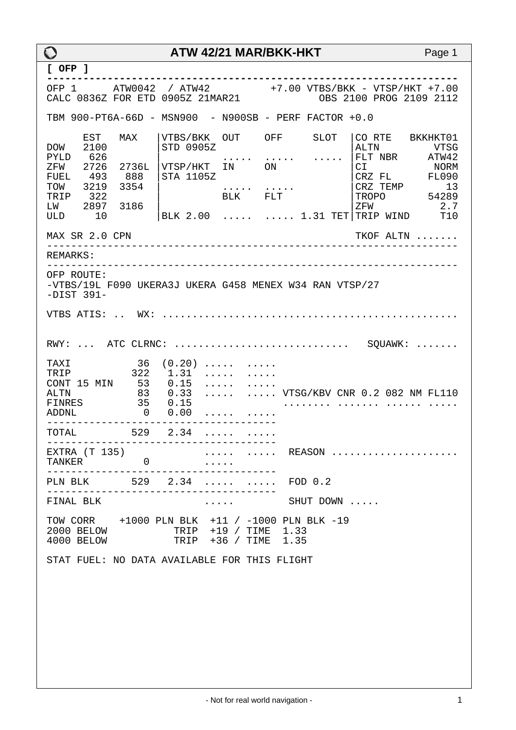## ATW 42/21 MAR/BKK-HKT

**[ OFP ]**

```
-----------------------------------------------------------------
OFP 1      ATW0042  / ATW42          +7.00 VTBS/BKK - VTSP/HKT +7.00
CALC 0836Z FOR ETD 0905Z 21MAR21           OBS 2100 PROG 2109 2112

TBM 900-PT6A-66D - MSN900  - N900SB - PERF FACTOR +0.0

      EST   MAX   |VTBS/BKK  OUT    OFF     SLOT  |CO RTE   BKKHKT01
DOW   2100        |STD 0905Z                      |ALTN         VTSG
PYLD   626        |          .....  .....   ..... |FLT NBR     ATW42
ZFW   2726  2736L |VTSP/HKT  IN     ON            |CI           NORM
FUEL   493   888  |STA 1105Z                      |CRZ FL      FL090
TOW   3219  3354  |          .....  .....         |CRZ TEMP       13
TRIP   322        |          BLK    FLT           |TROPO       54289
LW    2897  3186  |                               |ZFW           2.7
ULD     10        |BLK 2.00  .....  ..... 1.31 TET|TRIP WIND     T10

MAX SR 2.0 CPN                                   TKOF ALTN .......
-----------------------------------------------------------------
REMARKS:
-----------------------------------------------------------------
OFP ROUTE:
-VTBS/19L F090 UKERA3J UKERA G458 MENEX W34 RAN VTSP/27
-DIST 391-

VTBS ATIS: ..  WX: ...............................................


RWY: ...  ATC CLRNC: ............................  SQUAWK: .......

TAXI           36  (0.20) .....  .....
TRIP          322   1.31  .....  .....
CONT 15 MIN    53   0.15  .....  .....
ALTN           83   0.33  .....  ..... VTSG/KBV CNR 0.2 082 NM FL110
FINRES         35   0.15                ........ ....... ...... .....
ADDNL           0   0.00  .....  .....
-------------------------------------
TOTAL         529   2.34  .....  .....
-------------------------------------
EXTRA (T 135)             .....  .....  REASON ....................
TANKER          0         .....
-------------------------------------
PLN BLK       529   2.34  .....  .....  FOD 0.2
-------------------------------------
FINAL BLK                 .....         SHUT DOWN .....

TOW CORR    +1000 PLN BLK  +11 / -1000 PLN BLK -19
2000 BELOW           TRIP  +19 / TIME  1.33
4000 BELOW           TRIP  +36 / TIME  1.35

STAT FUEL: NO DATA AVAILABLE FOR THIS FLIGHT
```

- Not for real world navigation -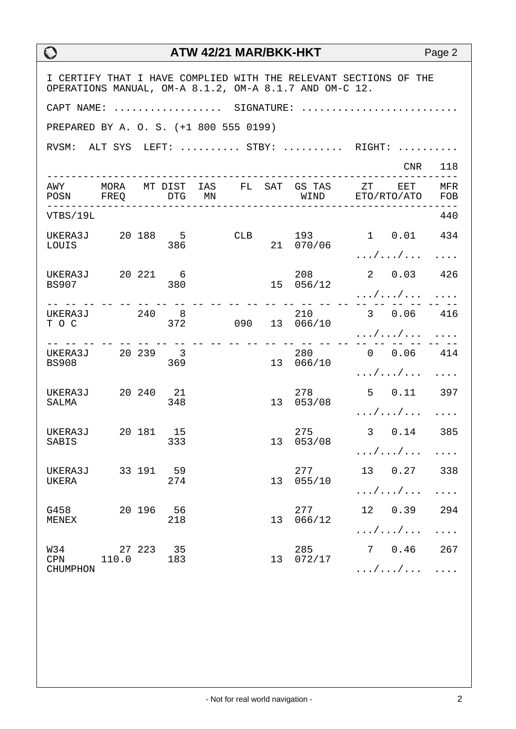# ATW 42/21 MAR/BKK-HKT

I CERTIFY THAT I HAVE COMPLIED WITH THE RELEVANT SECTIONS OF THE OPERATIONS MANUAL, OM-A 8.1.2, OM-A 8.1.7 AND OM-C 12.

CAPT NAME: .................. SIGNATURE: ..........................

PREPARED BY A. O. S. (+1 800 555 0199)

RVSM: ALT SYS LEFT: .......... STBY: .......... RIGHT: ..........

CNR 118

| AWY POSN | MORA FREQ | MT | DIST DTG | IAS MN | FL | SAT | GS TAS WIND | ZT | EET ETO/RTO/ATO | MFR FOB |
|---|---|---|---|---|---|---|---|---|---|---|
| VTBS/19L | | | | | | | | | | 440 |
| UKERA3J LOUIS | 20 | 188 | 5 386 | | CLB | 21 | 193 070/06 | 1 | 0.01 .../.../... | 434 .... |
| UKERA3J BS907 | 20 | 221 | 6 380 | | | 15 | 208 056/12 | 2 | 0.03 .../.../... | 426 .... |
| UKERA3J T O C | | 240 | 8 372 | | 090 | 13 | 210 066/10 | 3 | 0.06 .../.../... | 416 .... |
| UKERA3J BS908 | 20 | 239 | 3 369 | | | 13 | 280 066/10 | 0 | 0.06 .../.../... | 414 .... |
| UKERA3J SALMA | 20 | 240 | 21 348 | | | 13 | 278 053/08 | 5 | 0.11 .../.../... | 397 .... |
| UKERA3J SABIS | 20 | 181 | 15 333 | | | 13 | 275 053/08 | 3 | 0.14 .../.../... | 385 .... |
| UKERA3J UKERA | 33 | 191 | 59 274 | | | 13 | 277 055/10 | 13 | 0.27 .../.../... | 338 .... |
| G458 MENEX | 20 | 196 | 56 218 | | | 13 | 277 066/12 | 12 | 0.39 .../.../... | 294 .... |
| W34 CPN CHUMPHON | 27 110.0 | 223 | 35 183 | | | 13 | 285 072/17 | 7 | 0.46 .../.../... | 267 .... |

- Not for real world navigation -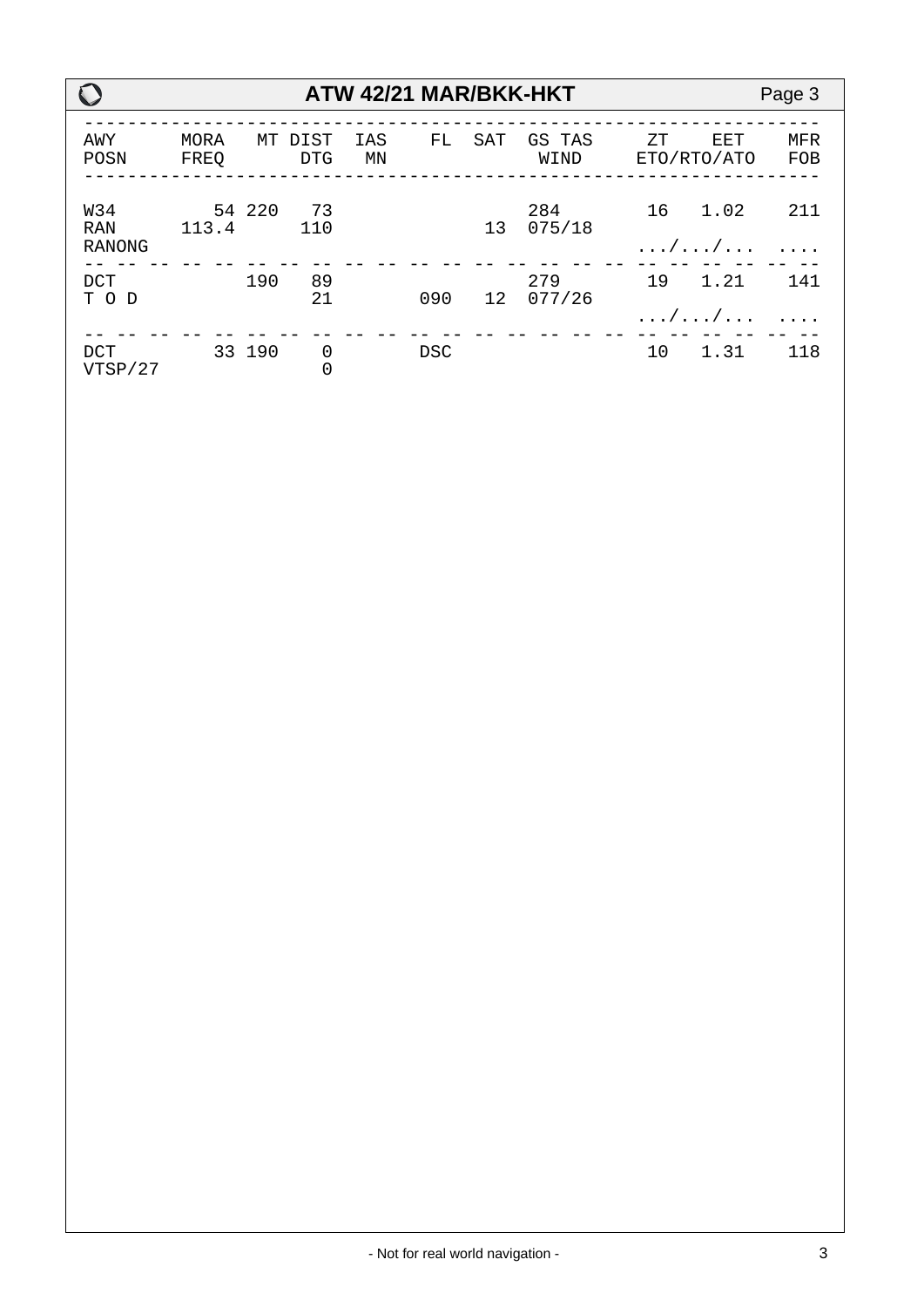## ATW 42/21 MAR/BKK-HKT

| AWY<br>POSN | MORA<br>FREQ | MT | DIST<br>DTG | IAS<br>MN | FL | SAT | GS TAS<br>WIND | ZT | EET<br>ETO/RTO/ATO | MFR<br>FOB |
|---|---|---|---|---|---|---|---|---|---|---|
| W34<br>RAN<br>RANONG | 54<br>113.4 | 220 | 73<br>110 | | | 13 | 284<br>075/18 | 16 | 1.02<br>.../.../... | 211<br>.... |
| DCT<br>T O D | | 190 | 89<br>21 | | 090 | 12 | 279<br>077/26 | 19 | 1.21<br>.../.../... | 141<br>.... |
| DCT<br>VTSP/27 | 33 | 190 | 0<br>0 | | DSC | | | 10 | 1.31 | 118 |

- Not for real world navigation -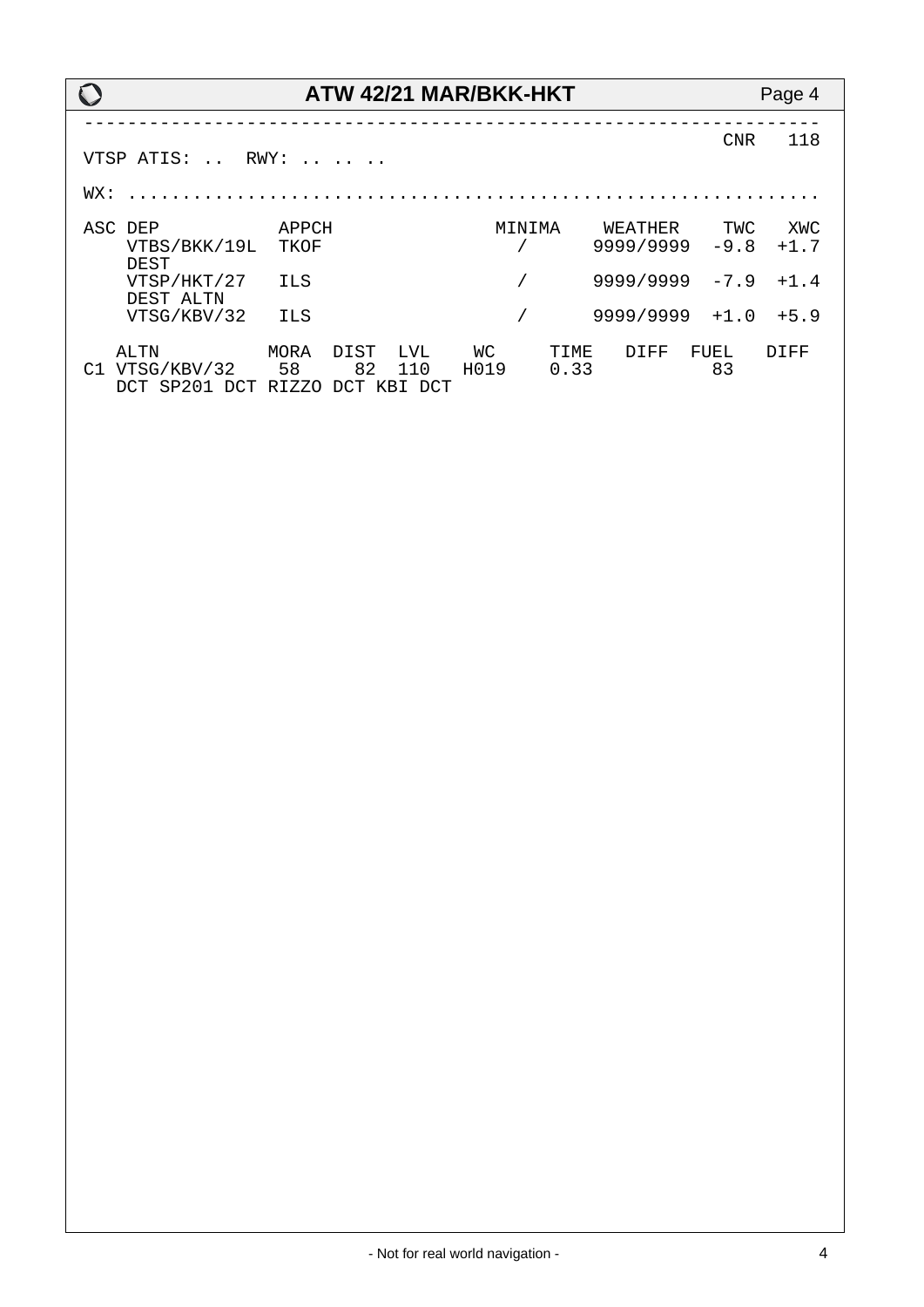```
----------------------------------------------------------------
                                                         CNR   118
VTSP ATIS: ..  RWY: .. .. ..

WX: .............................................................

ASC DEP           APPCH               MINIMA    WEATHER    TWC   XWC
    VTBS/BKK/19L  TKOF                  /      9999/9999  -9.8  +1.7
    DEST
    VTSP/HKT/27   ILS                   /      9999/9999  -7.9  +1.4
    DEST ALTN
    VTSG/KBV/32   ILS                   /      9999/9999  +1.0  +5.9

   ALTN           MORA  DIST  LVL    WC     TIME   DIFF  FUEL   DIFF
C1 VTSG/KBV/32    58     82  110   H019    0.33           83
   DCT SP201 DCT RIZZO DCT KBI DCT
```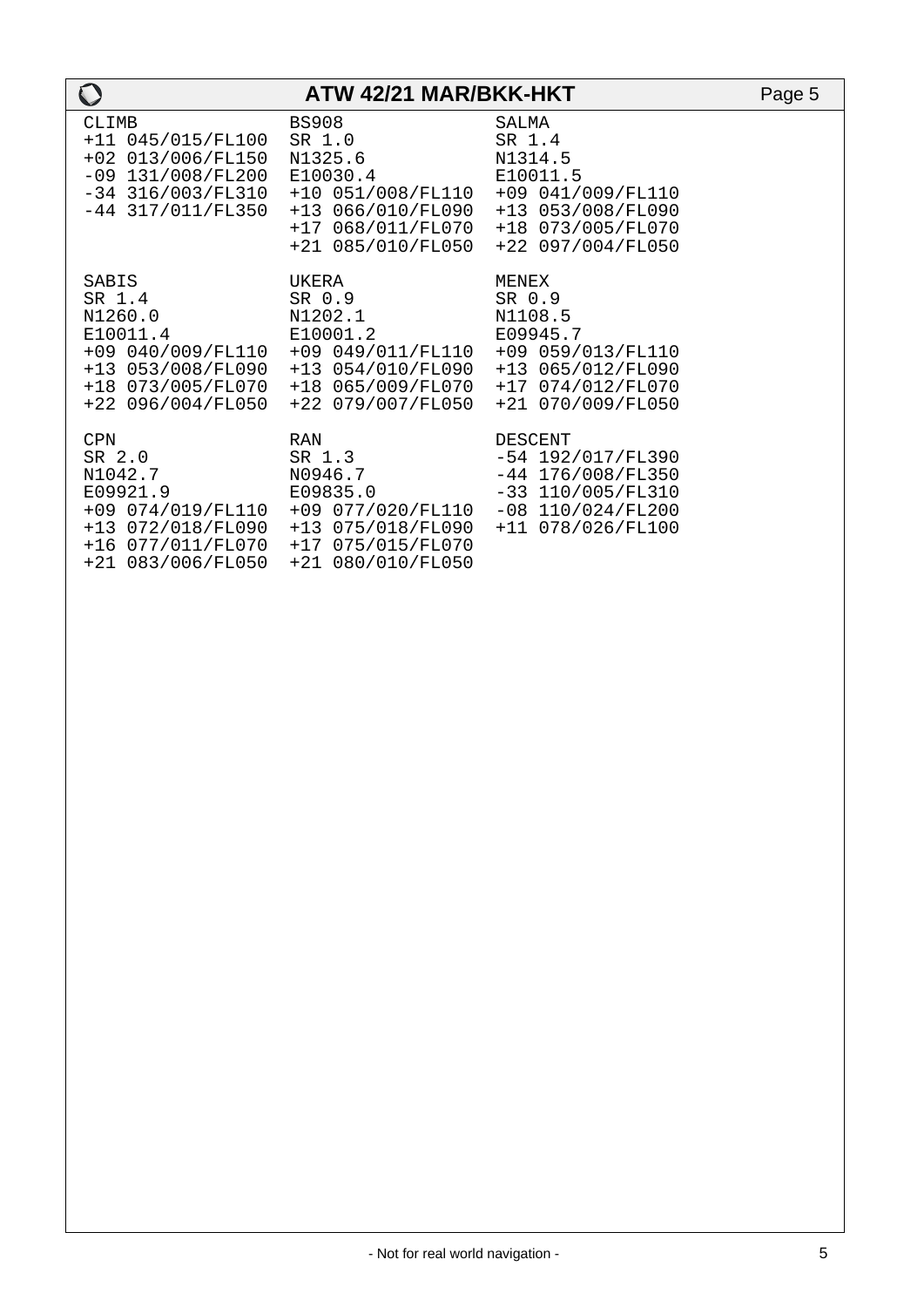```
CLIMB              BS908              SALMA
+11 045/015/FL100  SR 1.0             SR 1.4
+02 013/006/FL150  N1325.6            N1314.5
-09 131/008/FL200  E10030.4           E10011.5
-34 316/003/FL310  +10 051/008/FL110  +09 041/009/FL110
-44 317/011/FL350  +13 066/010/FL090  +13 053/008/FL090
                   +17 068/011/FL070  +18 073/005/FL070
                   +21 085/010/FL050  +22 097/004/FL050

SABIS              UKERA              MENEX
SR 1.4             SR 0.9             SR 0.9
N1260.0            N1202.1            N1108.5
E10011.4           E10001.2           E09945.7
+09 040/009/FL110  +09 049/011/FL110  +09 059/013/FL110
+13 053/008/FL090  +13 054/010/FL090  +13 065/012/FL090
+18 073/005/FL070  +18 065/009/FL070  +17 074/012/FL070
+22 096/004/FL050  +22 079/007/FL050  +21 070/009/FL050

CPN                RAN                DESCENT
SR 2.0             SR 1.3             -54 192/017/FL390
N1042.7            N0946.7            -44 176/008/FL350
E09921.9           E09835.0           -33 110/005/FL310
+09 074/019/FL110  +09 077/020/FL110  -08 110/024/FL200
+13 072/018/FL090  +13 075/018/FL090  +11 078/026/FL100
+16 077/011/FL070  +17 075/015/FL070
+21 083/006/FL050  +21 080/010/FL050
```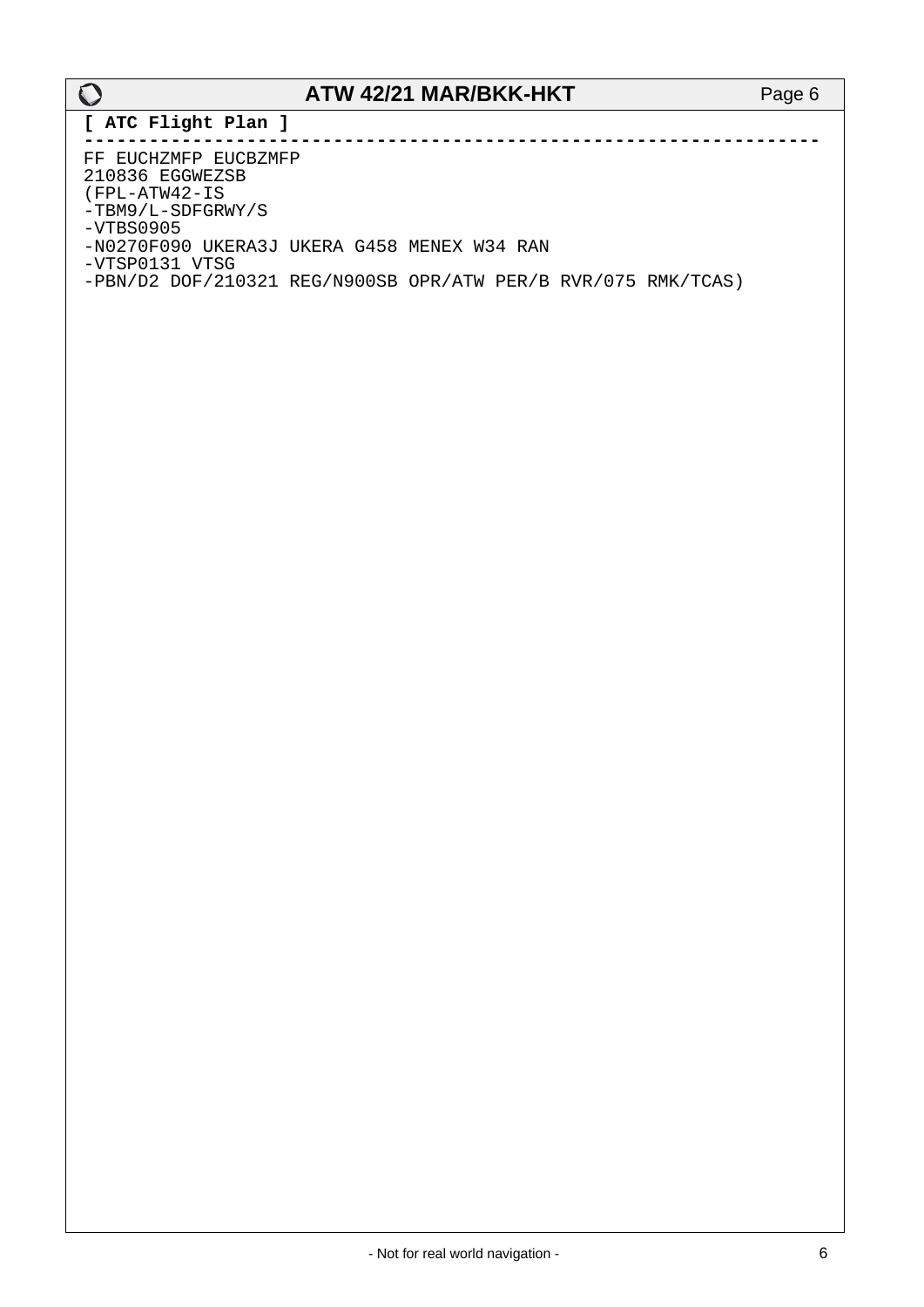**[ ATC Flight Plan ]**

---

```
FF EUCHZMFP EUCBZMFP
210836 EGGWEZSB
(FPL-ATW42-IS
-TBM9/L-SDFGRWY/S
-VTBS0905
-N0270F090 UKERA3J UKERA G458 MENEX W34 RAN
-VTSP0131 VTSG
-PBN/D2 DOF/210321 REG/N900SB OPR/ATW PER/B RVR/075 RMK/TCAS)
```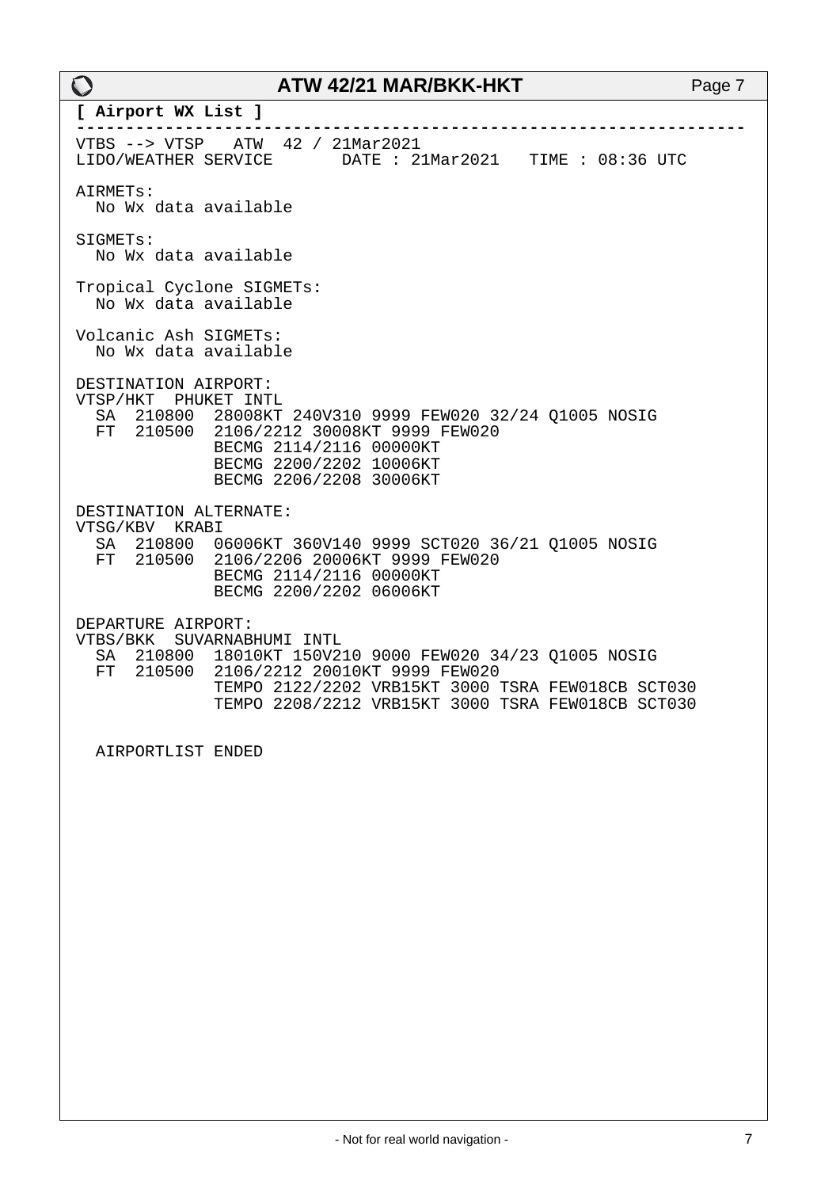**[ Airport WX List ]**

```
-------------------------------------------------------------------
VTBS --> VTSP   ATW  42 / 21Mar2021
LIDO/WEATHER SERVICE       DATE : 21Mar2021   TIME : 08:36 UTC

AIRMETs:
  No Wx data available

SIGMETs:
  No Wx data available

Tropical Cyclone SIGMETs:
  No Wx data available

Volcanic Ash SIGMETs:
  No Wx data available

DESTINATION AIRPORT:
VTSP/HKT  PHUKET INTL
  SA  210800  28008KT 240V310 9999 FEW020 32/24 Q1005 NOSIG
  FT  210500  2106/2212 30008KT 9999 FEW020
              BECMG 2114/2116 00000KT
              BECMG 2200/2202 10006KT
              BECMG 2206/2208 30006KT

DESTINATION ALTERNATE:
VTSG/KBV  KRABI
  SA  210800  06006KT 360V140 9999 SCT020 36/21 Q1005 NOSIG
  FT  210500  2106/2206 20006KT 9999 FEW020
              BECMG 2114/2116 00000KT
              BECMG 2200/2202 06006KT

DEPARTURE AIRPORT:
VTBS/BKK  SUVARNABHUMI INTL
  SA  210800  18010KT 150V210 9000 FEW020 34/23 Q1005 NOSIG
  FT  210500  2106/2212 20010KT 9999 FEW020
              TEMPO 2122/2202 VRB15KT 3000 TSRA FEW018CB SCT030
              TEMPO 2208/2212 VRB15KT 3000 TSRA FEW018CB SCT030


  AIRPORTLIST ENDED
```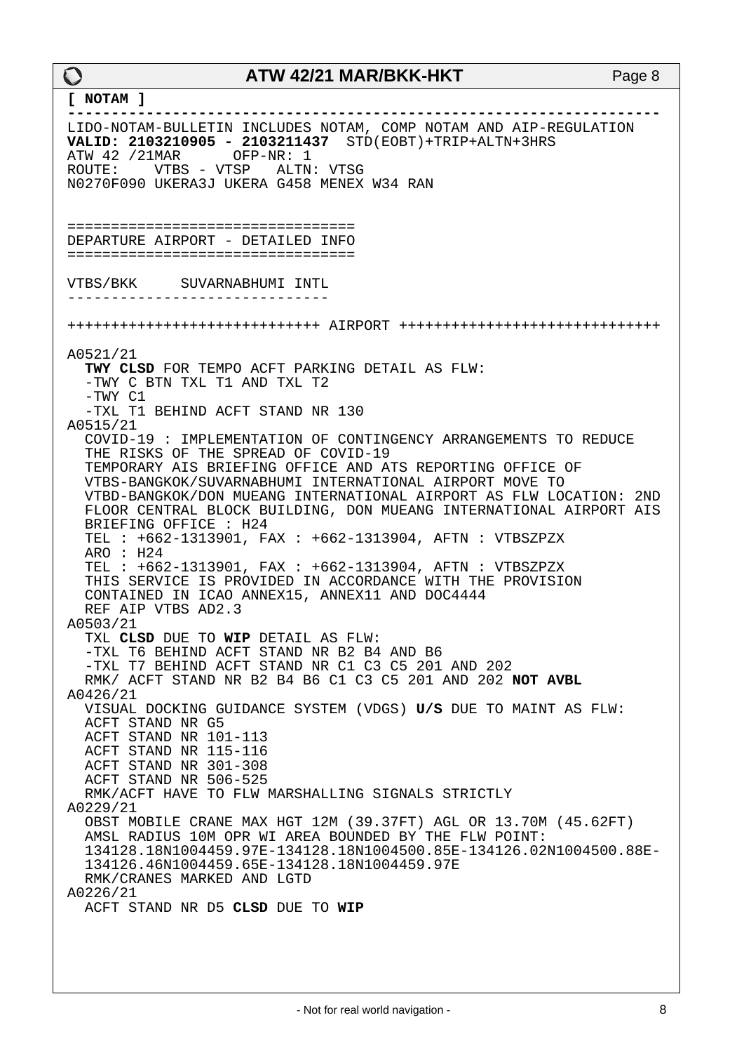**[ NOTAM ]**

---

LIDO-NOTAM-BULLETIN INCLUDES NOTAM, COMP NOTAM AND AIP-REGULATION
**VALID: 2103210905 - 2103211437** STD(EOBT)+TRIP+ALTN+3HRS
ATW 42 /21MAR OFP-NR: 1
ROUTE: VTBS - VTSP ALTN: VTSG
N0270F090 UKERA3J UKERA G458 MENEX W34 RAN

================================
DEPARTURE AIRPORT - DETAILED INFO
================================

VTBS/BKK SUVARNABHUMI INTL

------------------------------

+++++++++++++++++++++++++++++ AIRPORT ++++++++++++++++++++++++++++++

A0521/21
**TWY CLSD** FOR TEMPO ACFT PARKING DETAIL AS FLW:
-TWY C BTN TXL T1 AND TXL T2
-TWY C1
-TXL T1 BEHIND ACFT STAND NR 130

A0515/21
COVID-19 : IMPLEMENTATION OF CONTINGENCY ARRANGEMENTS TO REDUCE THE RISKS OF THE SPREAD OF COVID-19
TEMPORARY AIS BRIEFING OFFICE AND ATS REPORTING OFFICE OF VTBS-BANGKOK/SUVARNABHUMI INTERNATIONAL AIRPORT MOVE TO VTBD-BANGKOK/DON MUEANG INTERNATIONAL AIRPORT AS FLW LOCATION: 2ND FLOOR CENTRAL BLOCK BUILDING, DON MUEANG INTERNATIONAL AIRPORT AIS BRIEFING OFFICE : H24
TEL : +662-1313901, FAX : +662-1313904, AFTN : VTBSZPZX
ARO : H24
TEL : +662-1313901, FAX : +662-1313904, AFTN : VTBSZPZX
THIS SERVICE IS PROVIDED IN ACCORDANCE WITH THE PROVISION CONTAINED IN ICAO ANNEX15, ANNEX11 AND DOC4444
REF AIP VTBS AD2.3

A0503/21
TXL **CLSD** DUE TO **WIP** DETAIL AS FLW:
-TXL T6 BEHIND ACFT STAND NR B2 B4 AND B6
-TXL T7 BEHIND ACFT STAND NR C1 C3 C5 201 AND 202
RMK/ ACFT STAND NR B2 B4 B6 C1 C3 C5 201 AND 202 **NOT AVBL**

A0426/21
VISUAL DOCKING GUIDANCE SYSTEM (VDGS) **U/S** DUE TO MAINT AS FLW:
ACFT STAND NR G5
ACFT STAND NR 101-113
ACFT STAND NR 115-116
ACFT STAND NR 301-308
ACFT STAND NR 506-525
RMK/ACFT HAVE TO FLW MARSHALLING SIGNALS STRICTLY

A0229/21
OBST MOBILE CRANE MAX HGT 12M (39.37FT) AGL OR 13.70M (45.62FT) AMSL RADIUS 10M OPR WI AREA BOUNDED BY THE FLW POINT:
134128.18N1004459.97E-134128.18N1004500.85E-134126.02N1004500.88E-134126.46N1004459.65E-134128.18N1004459.97E
RMK/CRANES MARKED AND LGTD

A0226/21
ACFT STAND NR D5 **CLSD** DUE TO **WIP**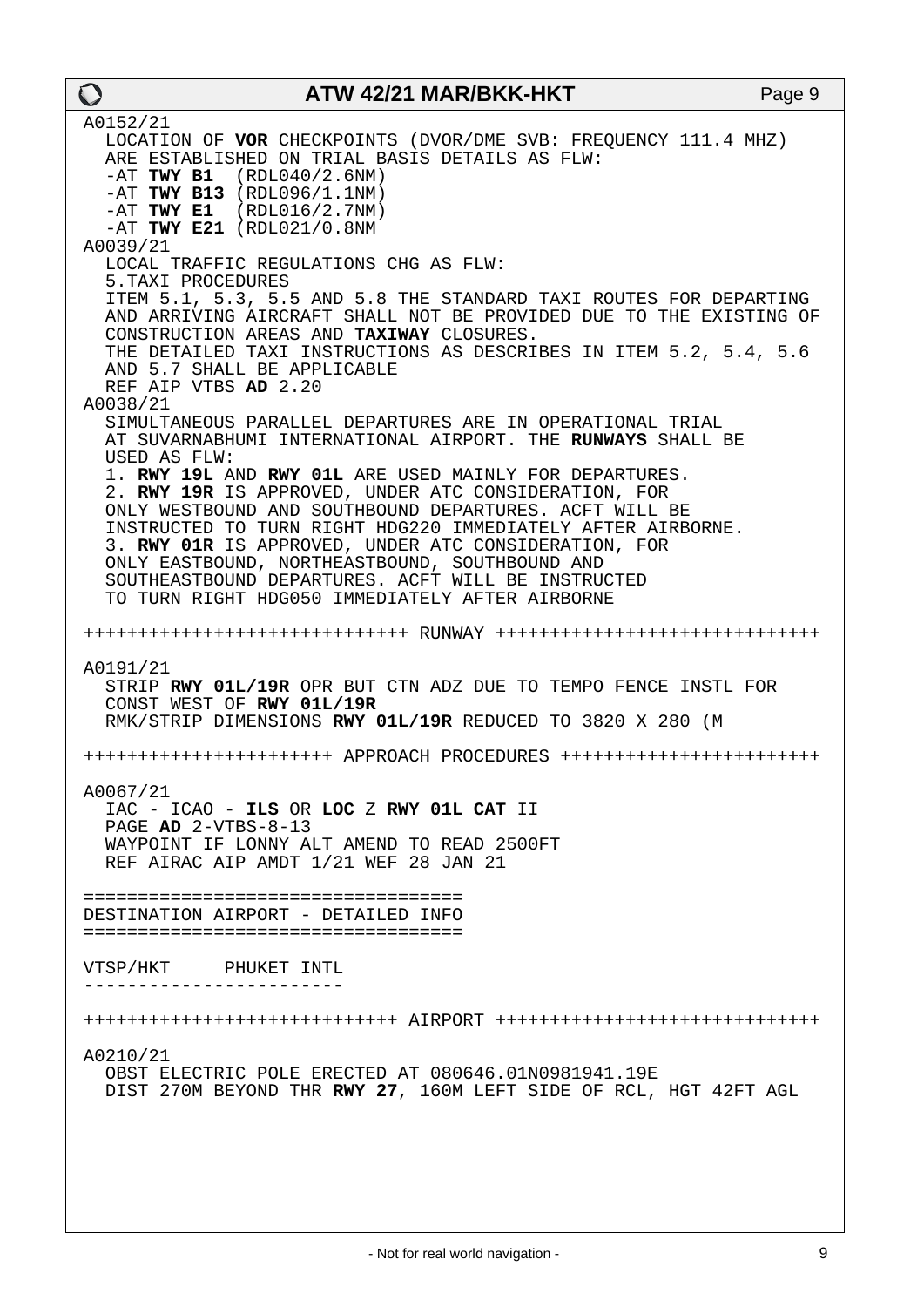A0152/21
LOCATION OF **VOR** CHECKPOINTS (DVOR/DME SVB: FREQUENCY 111.4 MHZ) ARE ESTABLISHED ON TRIAL BASIS DETAILS AS FLW:
-AT **TWY B1** (RDL040/2.6NM)
-AT **TWY B13** (RDL096/1.1NM)
-AT **TWY E1** (RDL016/2.7NM)
-AT **TWY E21** (RDL021/0.8NM

A0039/21
LOCAL TRAFFIC REGULATIONS CHG AS FLW:
5.TAXI PROCEDURES
ITEM 5.1, 5.3, 5.5 AND 5.8 THE STANDARD TAXI ROUTES FOR DEPARTING AND ARRIVING AIRCRAFT SHALL NOT BE PROVIDED DUE TO THE EXISTING OF CONSTRUCTION AREAS AND **TAXIWAY** CLOSURES.
THE DETAILED TAXI INSTRUCTIONS AS DESCRIBES IN ITEM 5.2, 5.4, 5.6 AND 5.7 SHALL BE APPLICABLE
REF AIP VTBS **AD** 2.20

A0038/21
SIMULTANEOUS PARALLEL DEPARTURES ARE IN OPERATIONAL TRIAL AT SUVARNABHUMI INTERNATIONAL AIRPORT. THE **RUNWAYS** SHALL BE USED AS FLW:
1. **RWY 19L** AND **RWY 01L** ARE USED MAINLY FOR DEPARTURES.
2. **RWY 19R** IS APPROVED, UNDER ATC CONSIDERATION, FOR ONLY WESTBOUND AND SOUTHBOUND DEPARTURES. ACFT WILL BE INSTRUCTED TO TURN RIGHT HDG220 IMMEDIATELY AFTER AIRBORNE.
3. **RWY 01R** IS APPROVED, UNDER ATC CONSIDERATION, FOR ONLY EASTBOUND, NORTHEASTBOUND, SOUTHBOUND AND SOUTHEASTBOUND DEPARTURES. ACFT WILL BE INSTRUCTED TO TURN RIGHT HDG050 IMMEDIATELY AFTER AIRBORNE

++++++++++++++++++++++++++++++ RUNWAY ++++++++++++++++++++++++++++++

A0191/21
STRIP **RWY 01L/19R** OPR BUT CTN ADZ DUE TO TEMPO FENCE INSTL FOR CONST WEST OF **RWY 01L/19R**
RMK/STRIP DIMENSIONS **RWY 01L/19R** REDUCED TO 3820 X 280 (M

++++++++++++++++++++++ APPROACH PROCEDURES ++++++++++++++++++++++

A0067/21
IAC - ICAO - **ILS** OR **LOC** Z **RWY 01L CAT** II
PAGE **AD** 2-VTBS-8-13
WAYPOINT IF LONNY ALT AMEND TO READ 2500FT
REF AIRAC AIP AMDT 1/21 WEF 28 JAN 21

==================================
DESTINATION AIRPORT - DETAILED INFO
==================================

VTSP/HKT PHUKET INTL

------------------------

++++++++++++++++++++++++++++++ AIRPORT ++++++++++++++++++++++++++++++

A0210/21
OBST ELECTRIC POLE ERECTED AT 080646.01N0981941.19E
DIST 270M BEYOND THR **RWY 27**, 160M LEFT SIDE OF RCL, HGT 42FT AGL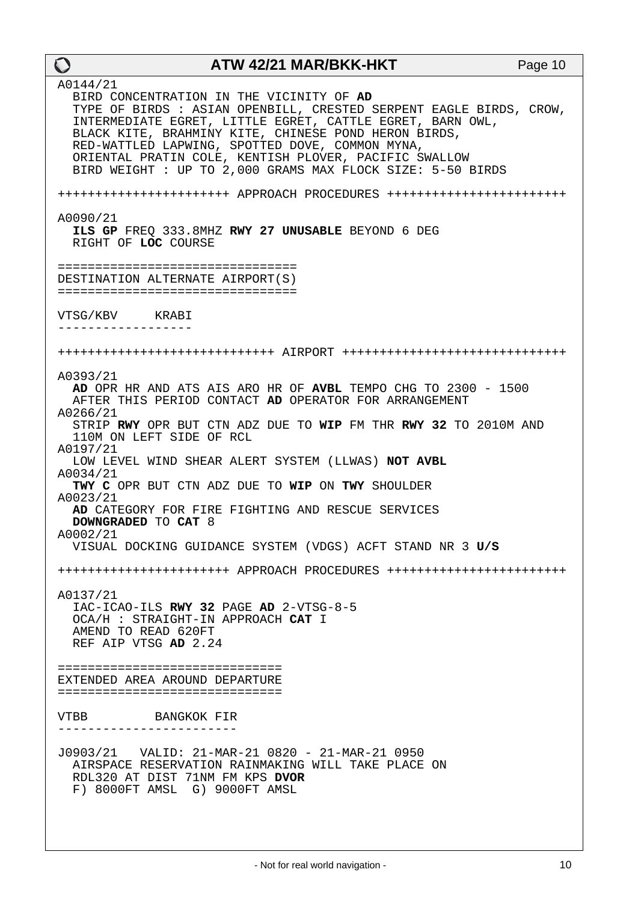A0144/21
BIRD CONCENTRATION IN THE VICINITY OF **AD**
TYPE OF BIRDS : ASIAN OPENBILL, CRESTED SERPENT EAGLE BIRDS, CROW, INTERMEDIATE EGRET, LITTLE EGRET, CATTLE EGRET, BARN OWL, BLACK KITE, BRAHMINY KITE, CHINESE POND HERON BIRDS, RED-WATTLED LAPWING, SPOTTED DOVE, COMMON MYNA, ORIENTAL PRATIN COLE, KENTISH PLOVER, PACIFIC SWALLOW
BIRD WEIGHT : UP TO 2,000 GRAMS MAX FLOCK SIZE: 5-50 BIRDS

++++++++++++++++++++++ APPROACH PROCEDURES +++++++++++++++++++++++

A0090/21
**ILS GP** FREQ 333.8MHZ **RWY 27 UNUSABLE** BEYOND 6 DEG RIGHT OF **LOC** COURSE

## DESTINATION ALTERNATE AIRPORT(S)

### VTSG/KBV KRABI

++++++++++++++++++++++++++++ AIRPORT +++++++++++++++++++++++++++++

A0393/21
**AD** OPR HR AND ATS AIS ARO HR OF **AVBL** TEMPO CHG TO 2300 - 1500
AFTER THIS PERIOD CONTACT **AD** OPERATOR FOR ARRANGEMENT

A0266/21
STRIP **RWY** OPR BUT CTN ADZ DUE TO **WIP** FM THR **RWY 32** TO 2010M AND 110M ON LEFT SIDE OF RCL

A0197/21
LOW LEVEL WIND SHEAR ALERT SYSTEM (LLWAS) **NOT AVBL**

A0034/21
**TWY C** OPR BUT CTN ADZ DUE TO **WIP** ON **TWY** SHOULDER

A0023/21
**AD** CATEGORY FOR FIRE FIGHTING AND RESCUE SERVICES
**DOWNGRADED** TO **CAT** 8

A0002/21
VISUAL DOCKING GUIDANCE SYSTEM (VDGS) ACFT STAND NR 3 **U/S**

++++++++++++++++++++++ APPROACH PROCEDURES +++++++++++++++++++++++

A0137/21
IAC-ICAO-ILS **RWY 32** PAGE **AD** 2-VTSG-8-5
OCA/H : STRAIGHT-IN APPROACH **CAT** I
AMEND TO READ 620FT
REF AIP VTSG **AD** 2.24

## EXTENDED AREA AROUND DEPARTURE

### VTBB BANGKOK FIR

J0903/21 VALID: 21-MAR-21 0820 - 21-MAR-21 0950
AIRSPACE RESERVATION RAINMAKING WILL TAKE PLACE ON RDL320 AT DIST 71NM FM KPS **DVOR**
F) 8000FT AMSL G) 9000FT AMSL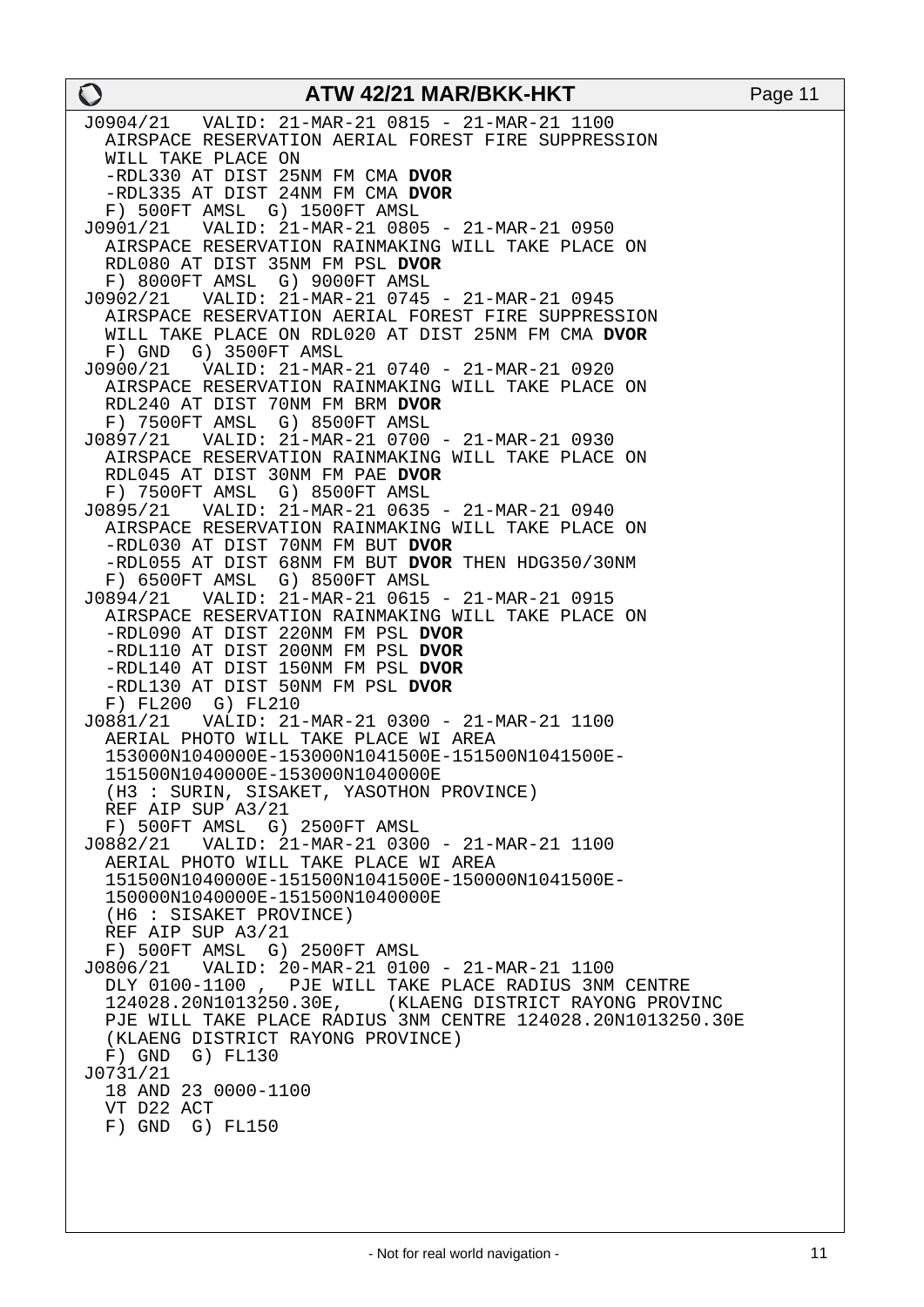J0904/21   VALID: 21-MAR-21 0815 - 21-MAR-21 1100
AIRSPACE RESERVATION AERIAL FOREST FIRE SUPPRESSION
WILL TAKE PLACE ON
-RDL330 AT DIST 25NM FM CMA **DVOR**
-RDL335 AT DIST 24NM FM CMA **DVOR**
F) 500FT AMSL  G) 1500FT AMSL

J0901/21   VALID: 21-MAR-21 0805 - 21-MAR-21 0950
AIRSPACE RESERVATION RAINMAKING WILL TAKE PLACE ON
RDL080 AT DIST 35NM FM PSL **DVOR**
F) 8000FT AMSL  G) 9000FT AMSL

J0902/21   VALID: 21-MAR-21 0745 - 21-MAR-21 0945
AIRSPACE RESERVATION AERIAL FOREST FIRE SUPPRESSION
WILL TAKE PLACE ON RDL020 AT DIST 25NM FM CMA **DVOR**
F) GND  G) 3500FT AMSL

J0900/21   VALID: 21-MAR-21 0740 - 21-MAR-21 0920
AIRSPACE RESERVATION RAINMAKING WILL TAKE PLACE ON
RDL240 AT DIST 70NM FM BRM **DVOR**
F) 7500FT AMSL  G) 8500FT AMSL

J0897/21   VALID: 21-MAR-21 0700 - 21-MAR-21 0930
AIRSPACE RESERVATION RAINMAKING WILL TAKE PLACE ON
RDL045 AT DIST 30NM FM PAE **DVOR**
F) 7500FT AMSL  G) 8500FT AMSL

J0895/21   VALID: 21-MAR-21 0635 - 21-MAR-21 0940
AIRSPACE RESERVATION RAINMAKING WILL TAKE PLACE ON
-RDL030 AT DIST 70NM FM BUT **DVOR**
-RDL055 AT DIST 68NM FM BUT **DVOR** THEN HDG350/30NM
F) 6500FT AMSL  G) 8500FT AMSL

J0894/21   VALID: 21-MAR-21 0615 - 21-MAR-21 0915
AIRSPACE RESERVATION RAINMAKING WILL TAKE PLACE ON
-RDL090 AT DIST 220NM FM PSL **DVOR**
-RDL110 AT DIST 200NM FM PSL **DVOR**
-RDL140 AT DIST 150NM FM PSL **DVOR**
-RDL130 AT DIST 50NM FM PSL **DVOR**
F) FL200  G) FL210

J0881/21   VALID: 21-MAR-21 0300 - 21-MAR-21 1100
AERIAL PHOTO WILL TAKE PLACE WI AREA
153000N1040000E-153000N1041500E-151500N1041500E-
151500N1040000E-153000N1040000E
(H3 : SURIN, SISAKET, YASOTHON PROVINCE)
REF AIP SUP A3/21
F) 500FT AMSL  G) 2500FT AMSL

J0882/21   VALID: 21-MAR-21 0300 - 21-MAR-21 1100
AERIAL PHOTO WILL TAKE PLACE WI AREA
151500N1040000E-151500N1041500E-150000N1041500E-
150000N1040000E-151500N1040000E
(H6 : SISAKET PROVINCE)
REF AIP SUP A3/21
F) 500FT AMSL  G) 2500FT AMSL

J0806/21   VALID: 20-MAR-21 0100 - 21-MAR-21 1100
DLY 0100-1100 ,  PJE WILL TAKE PLACE RADIUS 3NM CENTRE
124028.20N1013250.30E,    (KLAENG DISTRICT RAYONG PROVINC
PJE WILL TAKE PLACE RADIUS 3NM CENTRE 124028.20N1013250.30E
(KLAENG DISTRICT RAYONG PROVINCE)
F) GND  G) FL130

J0731/21
18 AND 23 0000-1100
VT D22 ACT
F) GND  G) FL150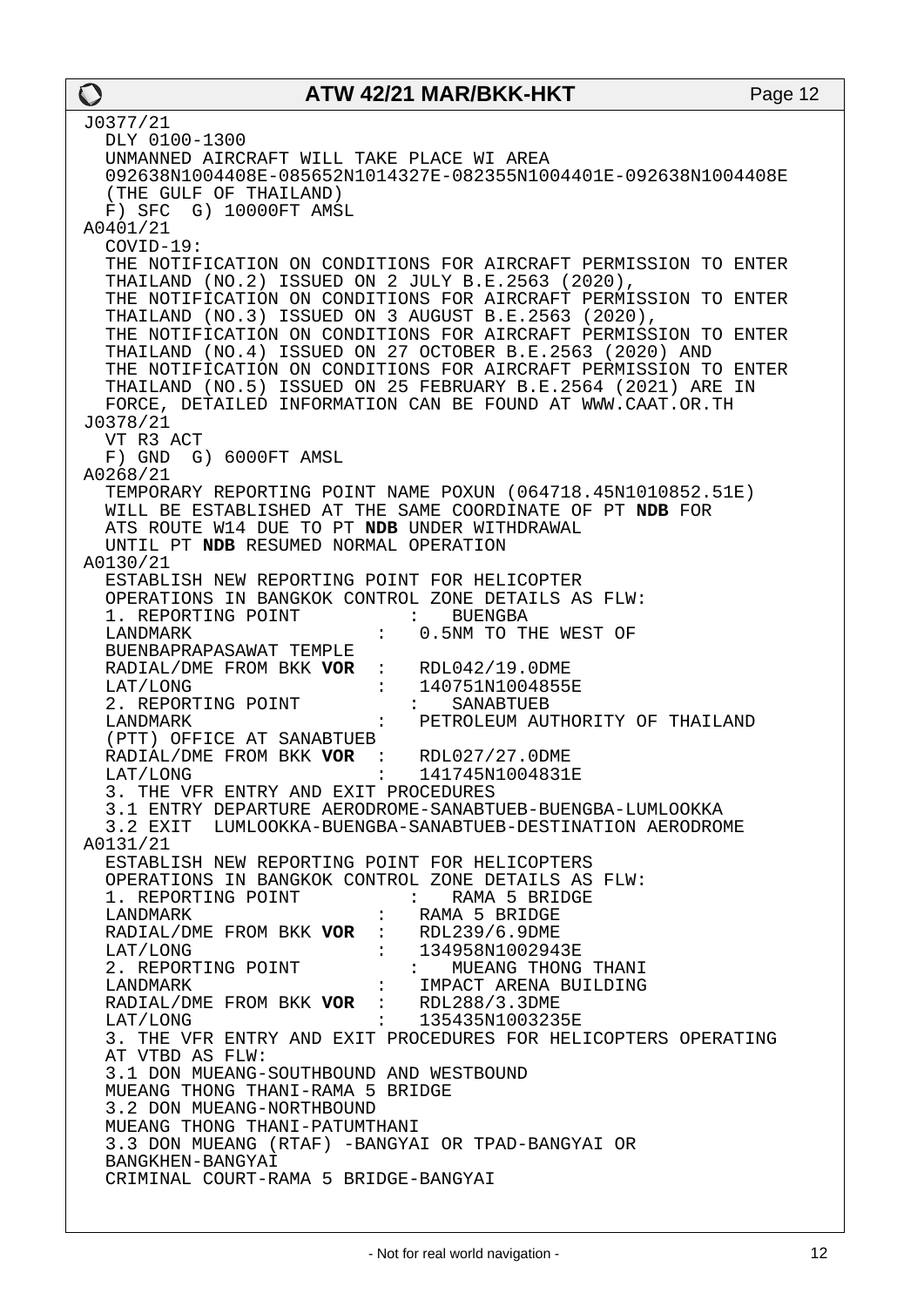J0377/21

DLY 0100-1300
UNMANNED AIRCRAFT WILL TAKE PLACE WI AREA
092638N1004408E-085652N1014327E-082355N1004401E-092638N1004408E
(THE GULF OF THAILAND)
F) SFC G) 10000FT AMSL

A0401/21

COVID-19:
THE NOTIFICATION ON CONDITIONS FOR AIRCRAFT PERMISSION TO ENTER THAILAND (NO.2) ISSUED ON 2 JULY B.E.2563 (2020),
THE NOTIFICATION ON CONDITIONS FOR AIRCRAFT PERMISSION TO ENTER THAILAND (NO.3) ISSUED ON 3 AUGUST B.E.2563 (2020),
THE NOTIFICATION ON CONDITIONS FOR AIRCRAFT PERMISSION TO ENTER THAILAND (NO.4) ISSUED ON 27 OCTOBER B.E.2563 (2020) AND
THE NOTIFICATION ON CONDITIONS FOR AIRCRAFT PERMISSION TO ENTER THAILAND (NO.5) ISSUED ON 25 FEBRUARY B.E.2564 (2021) ARE IN FORCE, DETAILED INFORMATION CAN BE FOUND AT WWW.CAAT.OR.TH

J0378/21

VT R3 ACT
F) GND G) 6000FT AMSL

A0268/21

TEMPORARY REPORTING POINT NAME POXUN (064718.45N1010852.51E)
WILL BE ESTABLISHED AT THE SAME COORDINATE OF PT **NDB** FOR
ATS ROUTE W14 DUE TO PT **NDB** UNDER WITHDRAWAL
UNTIL PT **NDB** RESUMED NORMAL OPERATION

A0130/21

ESTABLISH NEW REPORTING POINT FOR HELICOPTER
OPERATIONS IN BANGKOK CONTROL ZONE DETAILS AS FLW:
1. REPORTING POINT : BUENGBA
LANDMARK : 0.5NM TO THE WEST OF BUENBAPRAPASAWAT TEMPLE
RADIAL/DME FROM BKK **VOR** : RDL042/19.0DME
LAT/LONG : 140751N1004855E
2. REPORTING POINT : SANABTUEB
LANDMARK : PETROLEUM AUTHORITY OF THAILAND (PTT) OFFICE AT SANABTUEB
RADIAL/DME FROM BKK **VOR** : RDL027/27.0DME
LAT/LONG : 141745N1004831E
3. THE VFR ENTRY AND EXIT PROCEDURES
3.1 ENTRY DEPARTURE AERODROME-SANABTUEB-BUENGBA-LUMLOOKKA
3.2 EXIT LUMLOOKKA-BUENGBA-SANABTUEB-DESTINATION AERODROME

A0131/21

ESTABLISH NEW REPORTING POINT FOR HELICOPTERS
OPERATIONS IN BANGKOK CONTROL ZONE DETAILS AS FLW:
1. REPORTING POINT : RAMA 5 BRIDGE
LANDMARK : RAMA 5 BRIDGE
RADIAL/DME FROM BKK **VOR** : RDL239/6.9DME
LAT/LONG : 134958N1002943E
2. REPORTING POINT : MUEANG THONG THANI
LANDMARK : IMPACT ARENA BUILDING
RADIAL/DME FROM BKK **VOR** : RDL288/3.3DME
LAT/LONG : 135435N1003235E
3. THE VFR ENTRY AND EXIT PROCEDURES FOR HELICOPTERS OPERATING AT VTBD AS FLW:
3.1 DON MUEANG-SOUTHBOUND AND WESTBOUND
MUEANG THONG THANI-RAMA 5 BRIDGE
3.2 DON MUEANG-NORTHBOUND
MUEANG THONG THANI-PATUMTHANI
3.3 DON MUEANG (RTAF) -BANGYAI OR TPAD-BANGYAI OR
BANGKHEN-BANGYAI
CRIMINAL COURT-RAMA 5 BRIDGE-BANGYAI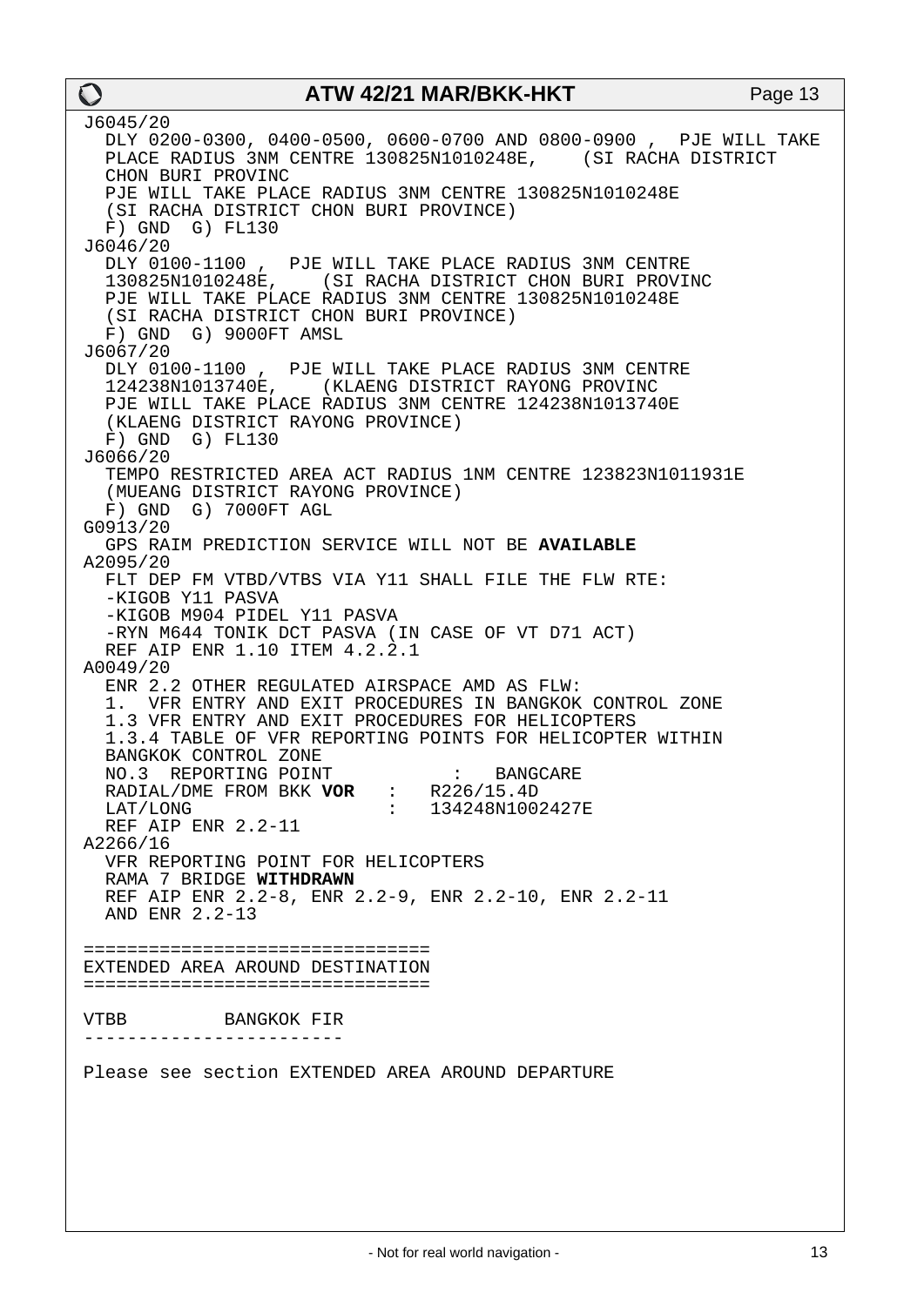```
J6045/20
  DLY 0200-0300, 0400-0500, 0600-0700 AND 0800-0900 ,  PJE WILL TAKE
  PLACE RADIUS 3NM CENTRE 130825N1010248E,    (SI RACHA DISTRICT
  CHON BURI PROVINC
  PJE WILL TAKE PLACE RADIUS 3NM CENTRE 130825N1010248E
  (SI RACHA DISTRICT CHON BURI PROVINCE)
  F) GND  G) FL130
J6046/20
  DLY 0100-1100 ,  PJE WILL TAKE PLACE RADIUS 3NM CENTRE
  130825N1010248E,    (SI RACHA DISTRICT CHON BURI PROVINC
  PJE WILL TAKE PLACE RADIUS 3NM CENTRE 130825N1010248E
  (SI RACHA DISTRICT CHON BURI PROVINCE)
  F) GND  G) 9000FT AMSL
J6067/20
  DLY 0100-1100 ,  PJE WILL TAKE PLACE RADIUS 3NM CENTRE
  124238N1013740E,    (KLAENG DISTRICT RAYONG PROVINC
  PJE WILL TAKE PLACE RADIUS 3NM CENTRE 124238N1013740E
  (KLAENG DISTRICT RAYONG PROVINCE)
  F) GND  G) FL130
J6066/20
  TEMPO RESTRICTED AREA ACT RADIUS 1NM CENTRE 123823N1011931E
  (MUEANG DISTRICT RAYONG PROVINCE)
  F) GND  G) 7000FT AGL
G0913/20
  GPS RAIM PREDICTION SERVICE WILL NOT BE AVAILABLE
A2095/20
  FLT DEP FM VTBD/VTBS VIA Y11 SHALL FILE THE FLW RTE:
  -KIGOB Y11 PASVA
  -KIGOB M904 PIDEL Y11 PASVA
  -RYN M644 TONIK DCT PASVA (IN CASE OF VT D71 ACT)
  REF AIP ENR 1.10 ITEM 4.2.2.1
A0049/20
  ENR 2.2 OTHER REGULATED AIRSPACE AMD AS FLW:
  1.  VFR ENTRY AND EXIT PROCEDURES IN BANGKOK CONTROL ZONE
  1.3 VFR ENTRY AND EXIT PROCEDURES FOR HELICOPTERS
  1.3.4 TABLE OF VFR REPORTING POINTS FOR HELICOPTER WITHIN
  BANGKOK CONTROL ZONE
  NO.3  REPORTING POINT          :   BANGCARE
  RADIAL/DME FROM BKK VOR   :   R226/15.4D
  LAT/LONG                  :   134248N1002427E
  REF AIP ENR 2.2-11
A2266/16
  VFR REPORTING POINT FOR HELICOPTERS
  RAMA 7 BRIDGE WITHDRAWN
  REF AIP ENR 2.2-8, ENR 2.2-9, ENR 2.2-10, ENR 2.2-11
  AND ENR 2.2-13

================================
EXTENDED AREA AROUND DESTINATION
================================

VTBB         BANGKOK FIR
------------------------

Please see section EXTENDED AREA AROUND DEPARTURE
```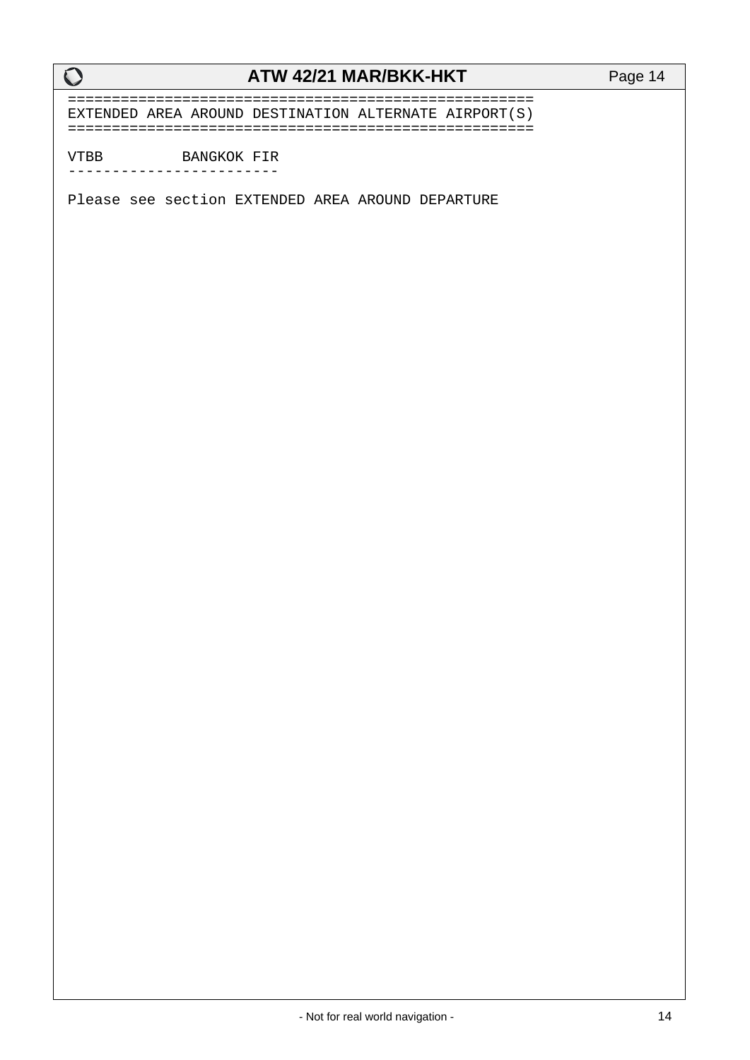```
====================================================
EXTENDED AREA AROUND DESTINATION ALTERNATE AIRPORT(S)
====================================================

VTBB         BANGKOK FIR
------------------------

Please see section EXTENDED AREA AROUND DEPARTURE
```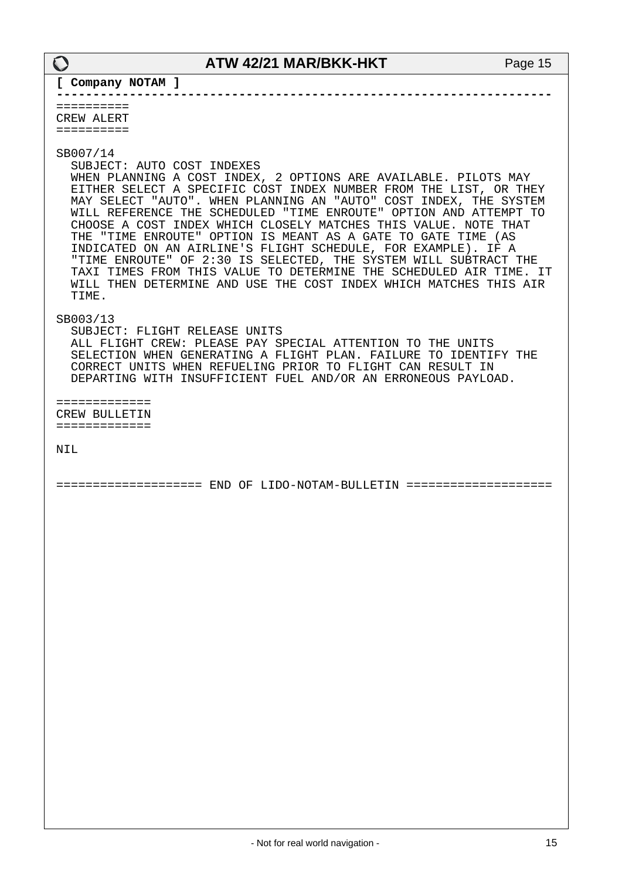**[ Company NOTAM ]**

---

==========
CREW ALERT
==========

SB007/14

SUBJECT: AUTO COST INDEXES

WHEN PLANNING A COST INDEX, 2 OPTIONS ARE AVAILABLE. PILOTS MAY EITHER SELECT A SPECIFIC COST INDEX NUMBER FROM THE LIST, OR THEY MAY SELECT "AUTO". WHEN PLANNING AN "AUTO" COST INDEX, THE SYSTEM WILL REFERENCE THE SCHEDULED "TIME ENROUTE" OPTION AND ATTEMPT TO CHOOSE A COST INDEX WHICH CLOSELY MATCHES THIS VALUE. NOTE THAT THE "TIME ENROUTE" OPTION IS MEANT AS A GATE TO GATE TIME (AS INDICATED ON AN AIRLINE'S FLIGHT SCHEDULE, FOR EXAMPLE). IF A "TIME ENROUTE" OF 2:30 IS SELECTED, THE SYSTEM WILL SUBTRACT THE TAXI TIMES FROM THIS VALUE TO DETERMINE THE SCHEDULED AIR TIME. IT WILL THEN DETERMINE AND USE THE COST INDEX WHICH MATCHES THIS AIR TIME.

SB003/13

SUBJECT: FLIGHT RELEASE UNITS

ALL FLIGHT CREW: PLEASE PAY SPECIAL ATTENTION TO THE UNITS SELECTION WHEN GENERATING A FLIGHT PLAN. FAILURE TO IDENTIFY THE CORRECT UNITS WHEN REFUELING PRIOR TO FLIGHT CAN RESULT IN DEPARTING WITH INSUFFICIENT FUEL AND/OR AN ERRONEOUS PAYLOAD.

=============
CREW BULLETIN
=============

NIL

=================== END OF LIDO-NOTAM-BULLETIN ===================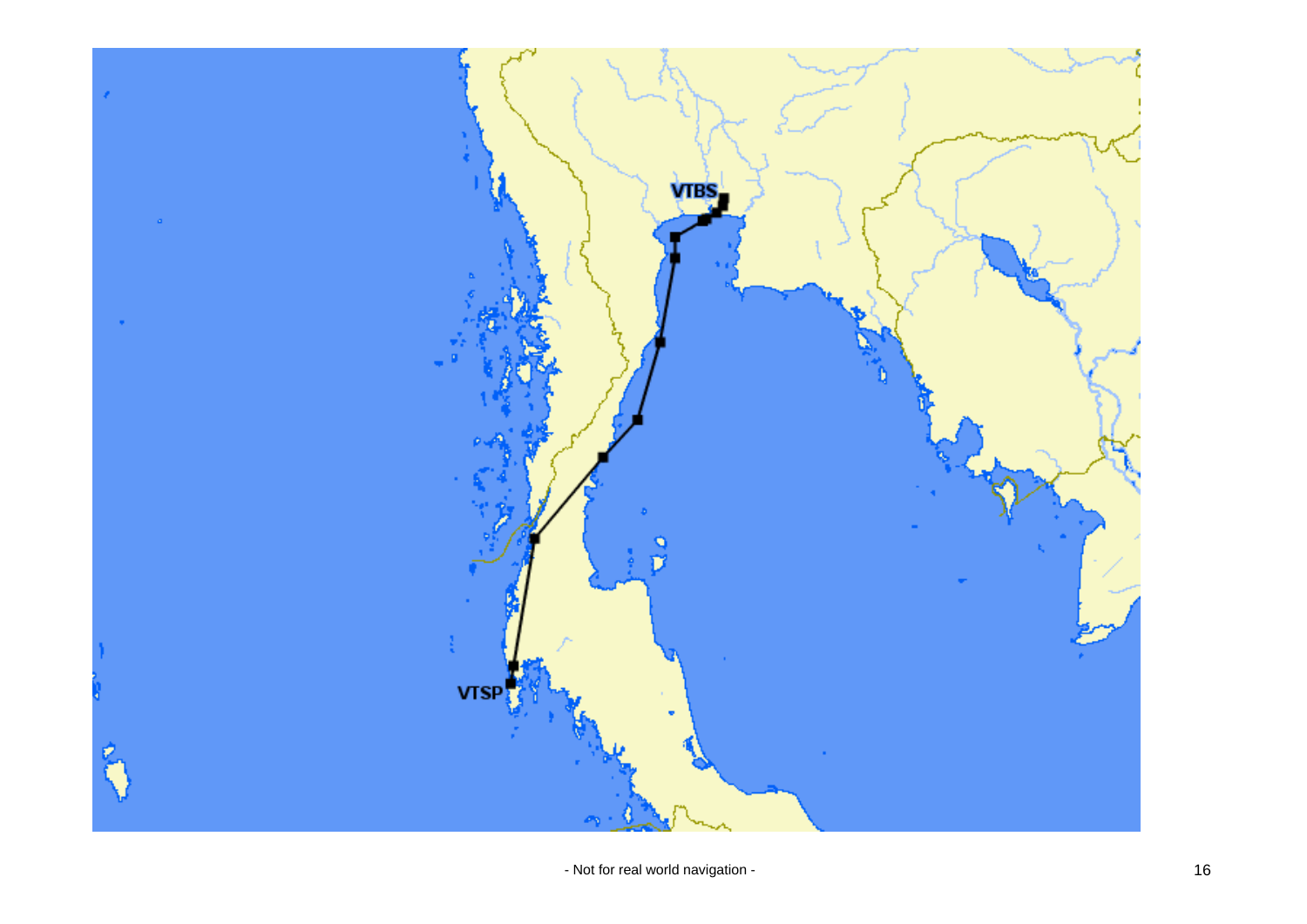VTBS

VTSP

- Not for real world navigation -